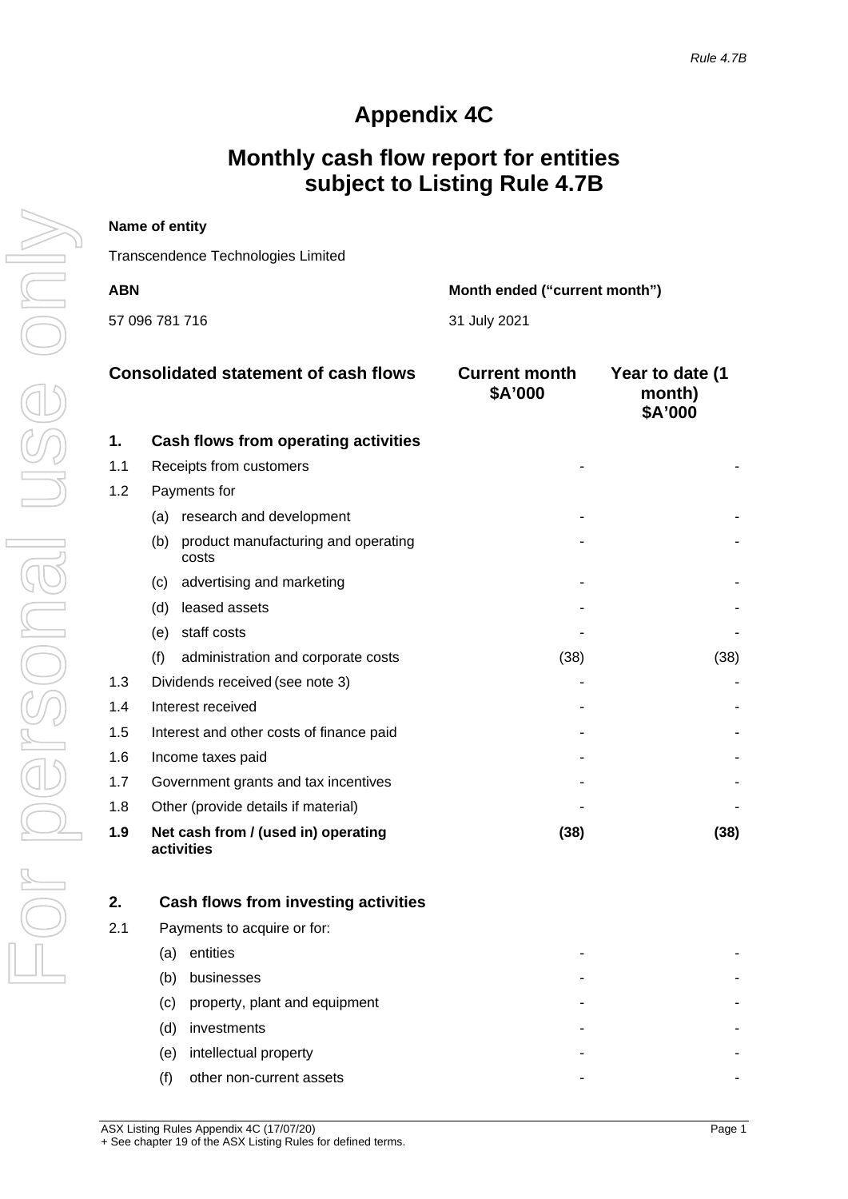Rule 4.7B

# Appendix 4C

## Monthly cash flow report for entities subject to Listing Rule 4.7B

**Name of entity**

Transcendence Technologies Limited

| **ABN** | **Month ended ("current month")** |
|---|---|
| 57 096 781 716 | 31 July 2021 |

| | **Consolidated statement of cash flows** | **Current month $A'000** | **Year to date (1 month) $A'000** |
|---|---|---|---|
| **1.** | **Cash flows from operating activities** | | |
| 1.1 | Receipts from customers | - | - |
| 1.2 | Payments for | | |
| | (a) research and development | - | - |
| | (b) product manufacturing and operating costs | - | - |
| | (c) advertising and marketing | - | - |
| | (d) leased assets | - | - |
| | (e) staff costs | - | - |
| | (f) administration and corporate costs | (38) | (38) |
| 1.3 | Dividends received (see note 3) | - | - |
| 1.4 | Interest received | - | - |
| 1.5 | Interest and other costs of finance paid | - | - |
| 1.6 | Income taxes paid | - | - |
| 1.7 | Government grants and tax incentives | - | - |
| 1.8 | Other (provide details if material) | - | - |
| **1.9** | **Net cash from / (used in) operating activities** | **(38)** | **(38)** |
| | | | |
| **2.** | **Cash flows from investing activities** | | |
| 2.1 | Payments to acquire or for: | | |
| | (a) entities | - | - |
| | (b) businesses | - | - |
| | (c) property, plant and equipment | - | - |
| | (d) investments | - | - |
| | (e) intellectual property | - | - |
| | (f) other non-current assets | - | - |

ASX Listing Rules Appendix 4C (17/07/20)
+ See chapter 19 of the ASX Listing Rules for defined terms.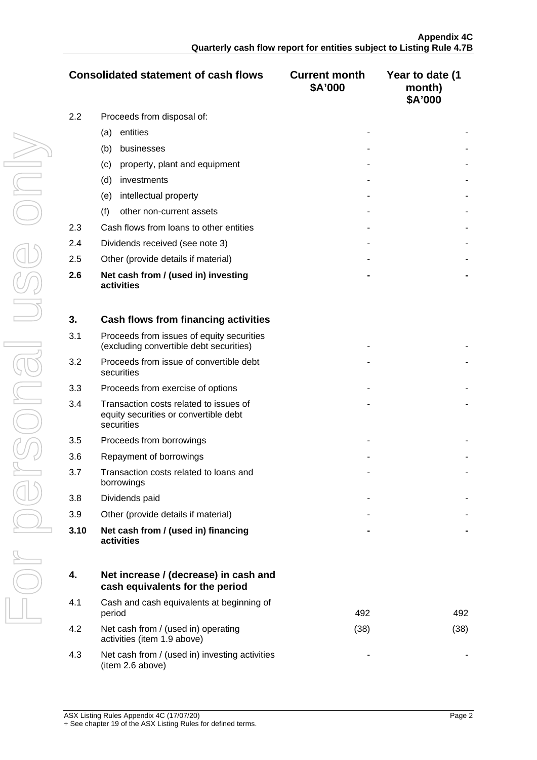| | Consolidated statement of cash flows | Current month $A'000 | Year to date (1 month) $A'000 |
|---|---|---|---|
| 2.2 | Proceeds from disposal of: | | |
| | (a) entities | - | - |
| | (b) businesses | - | - |
| | (c) property, plant and equipment | - | - |
| | (d) investments | - | - |
| | (e) intellectual property | - | - |
| | (f) other non-current assets | - | - |
| 2.3 | Cash flows from loans to other entities | - | - |
| 2.4 | Dividends received (see note 3) | - | - |
| 2.5 | Other (provide details if material) | - | - |
| **2.6** | **Net cash from / (used in) investing activities** | **-** | **-** |
| | | | |
| **3.** | **Cash flows from financing activities** | | |
| 3.1 | Proceeds from issues of equity securities (excluding convertible debt securities) | - | - |
| 3.2 | Proceeds from issue of convertible debt securities | - | - |
| 3.3 | Proceeds from exercise of options | - | - |
| 3.4 | Transaction costs related to issues of equity securities or convertible debt securities | - | - |
| 3.5 | Proceeds from borrowings | - | - |
| 3.6 | Repayment of borrowings | - | - |
| 3.7 | Transaction costs related to loans and borrowings | - | - |
| 3.8 | Dividends paid | - | - |
| 3.9 | Other (provide details if material) | - | - |
| **3.10** | **Net cash from / (used in) financing activities** | **-** | **-** |
| | | | |
| **4.** | **Net increase / (decrease) in cash and cash equivalents for the period** | | |
| 4.1 | Cash and cash equivalents at beginning of period | 492 | 492 |
| 4.2 | Net cash from / (used in) operating activities (item 1.9 above) | (38) | (38) |
| 4.3 | Net cash from / (used in) investing activities (item 2.6 above) | - | - |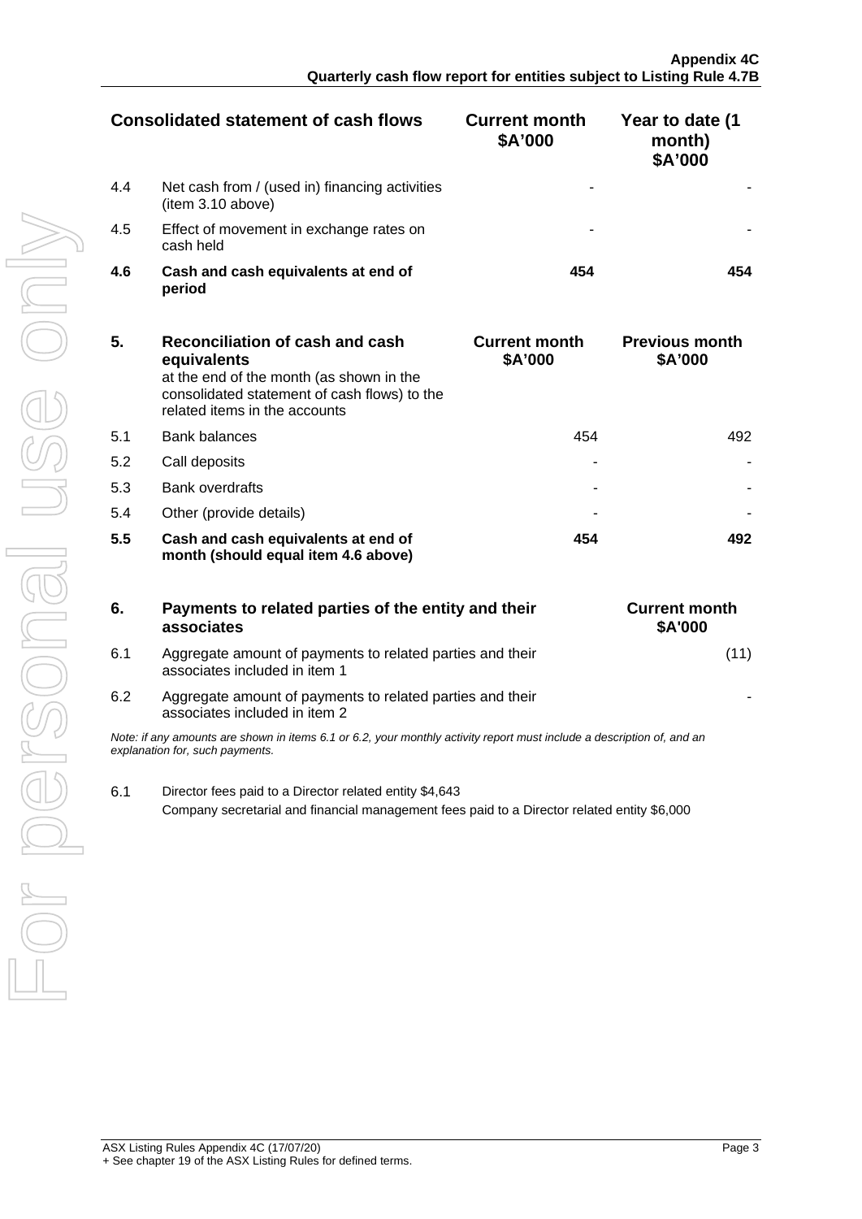| Consolidated statement of cash flows | | Current month $A'000 | Year to date (1 month) $A'000 |
|---|---|---|---|
| 4.4 | Net cash from / (used in) financing activities (item 3.10 above) | - | - |
| 4.5 | Effect of movement in exchange rates on cash held | - | - |
| **4.6** | **Cash and cash equivalents at end of period** | **454** | **454** |

| **5.** | **Reconciliation of cash and cash equivalents** at the end of the month (as shown in the consolidated statement of cash flows) to the related items in the accounts | **Current month $A'000** | **Previous month $A'000** |
|---|---|---|---|
| 5.1 | Bank balances | 454 | 492 |
| 5.2 | Call deposits | - | - |
| 5.3 | Bank overdrafts | - | - |
| 5.4 | Other (provide details) | - | - |
| **5.5** | **Cash and cash equivalents at end of month (should equal item 4.6 above)** | **454** | **492** |

| **6.** | **Payments to related parties of the entity and their associates** | **Current month $A'000** |
|---|---|---|
| 6.1 | Aggregate amount of payments to related parties and their associates included in item 1 | (11) |
| 6.2 | Aggregate amount of payments to related parties and their associates included in item 2 | - |

*Note: if any amounts are shown in items 6.1 or 6.2, your monthly activity report must include a description of, and an explanation for, such payments.*

6.1 Director fees paid to a Director related entity $4,643

Company secretarial and financial management fees paid to a Director related entity $6,000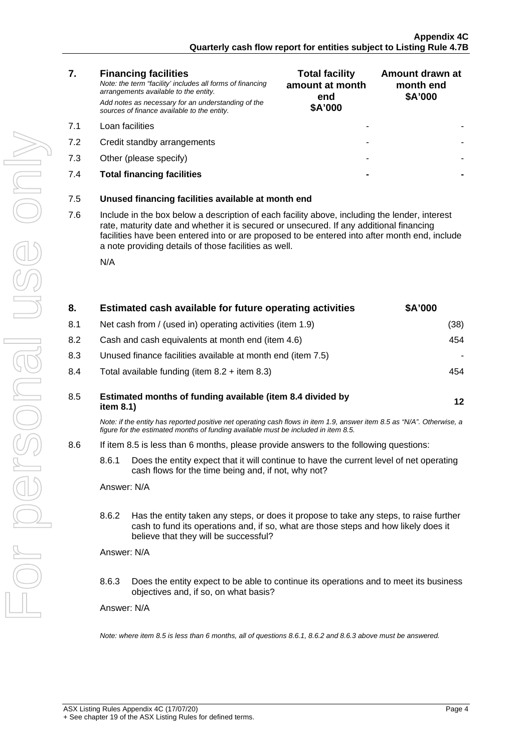| 7. | **Financing facilities** *Note: the term "facility' includes all forms of financing arrangements available to the entity.* *Add notes as necessary for an understanding of the sources of finance available to the entity.* | **Total facility amount at month end \$A'000** | **Amount drawn at month end \$A'000** |
|---|---|---|---|
| 7.1 | Loan facilities | - | - |
| 7.2 | Credit standby arrangements | - | - |
| 7.3 | Other (please specify) | - | - |
| 7.4 | **Total financing facilities** | **-** | **-** |

7.5 **Unused financing facilities available at month end**

7.6 Include in the box below a description of each facility above, including the lender, interest rate, maturity date and whether it is secured or unsecured. If any additional financing facilities have been entered into or are proposed to be entered into after month end, include a note providing details of those facilities as well.

N/A

| 8. | **Estimated cash available for future operating activities** | **\$A'000** |
|---|---|---|
| 8.1 | Net cash from / (used in) operating activities (item 1.9) | (38) |
| 8.2 | Cash and cash equivalents at month end (item 4.6) | 454 |
| 8.3 | Unused finance facilities available at month end (item 7.5) | - |
| 8.4 | Total available funding (item 8.2 + item 8.3) | 454 |
| 8.5 | **Estimated months of funding available (item 8.4 divided by item 8.1)** | **12** |

*Note: if the entity has reported positive net operating cash flows in item 1.9, answer item 8.5 as "N/A". Otherwise, a figure for the estimated months of funding available must be included in item 8.5.*

8.6 If item 8.5 is less than 6 months, please provide answers to the following questions:

8.6.1 Does the entity expect that it will continue to have the current level of net operating cash flows for the time being and, if not, why not?

Answer: N/A

8.6.2 Has the entity taken any steps, or does it propose to take any steps, to raise further cash to fund its operations and, if so, what are those steps and how likely does it believe that they will be successful?

Answer: N/A

8.6.3 Does the entity expect to be able to continue its operations and to meet its business objectives and, if so, on what basis?

Answer: N/A

*Note: where item 8.5 is less than 6 months, all of questions 8.6.1, 8.6.2 and 8.6.3 above must be answered.*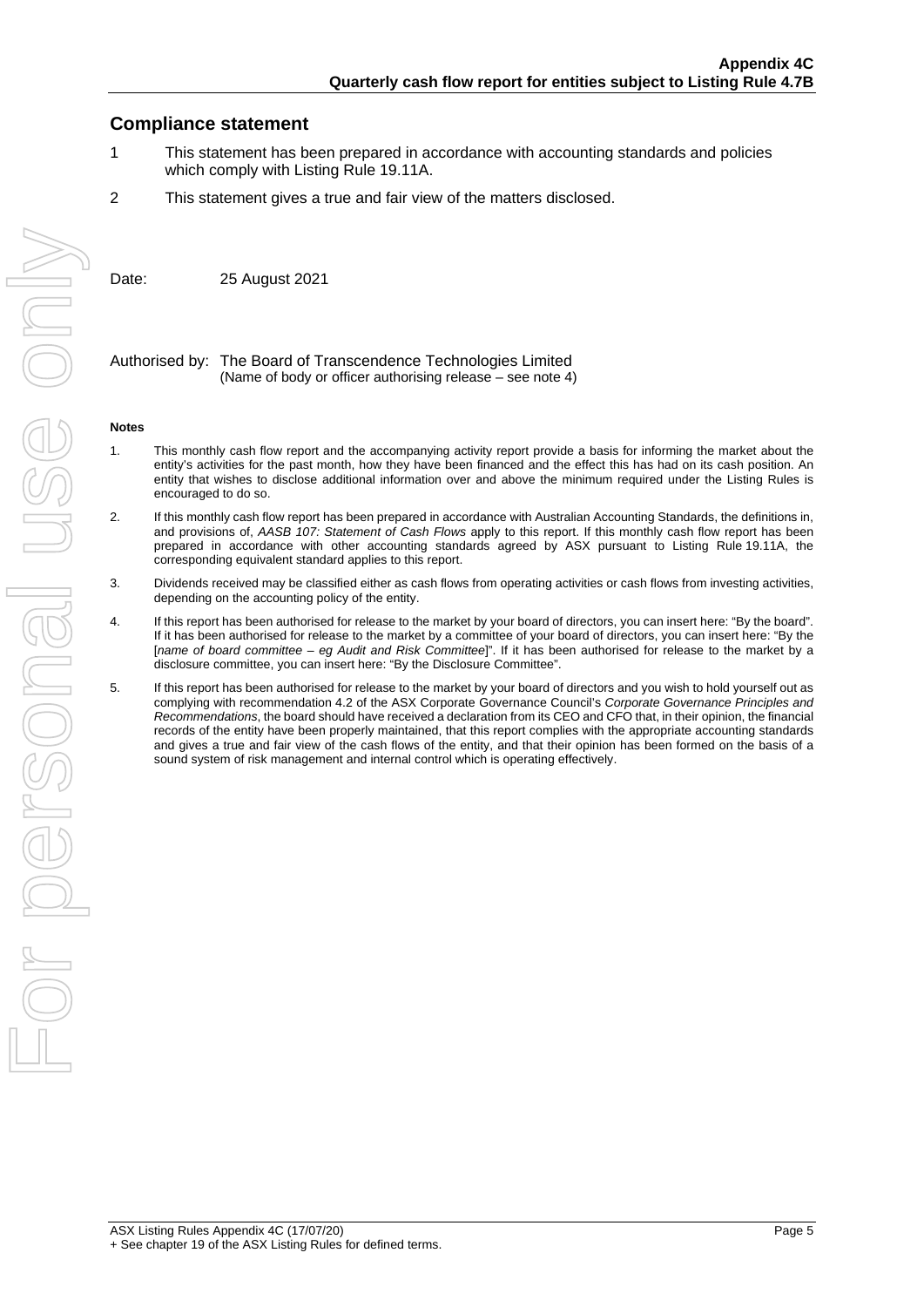## Compliance statement

1 This statement has been prepared in accordance with accounting standards and policies which comply with Listing Rule 19.11A.

2 This statement gives a true and fair view of the matters disclosed.

Date: 25 August 2021

Authorised by: The Board of Transcendence Technologies Limited
(Name of body or officer authorising release – see note 4)

**Notes**

1. This monthly cash flow report and the accompanying activity report provide a basis for informing the market about the entity's activities for the past month, how they have been financed and the effect this has had on its cash position. An entity that wishes to disclose additional information over and above the minimum required under the Listing Rules is encouraged to do so.

2. If this monthly cash flow report has been prepared in accordance with Australian Accounting Standards, the definitions in, and provisions of, *AASB 107: Statement of Cash Flows* apply to this report. If this monthly cash flow report has been prepared in accordance with other accounting standards agreed by ASX pursuant to Listing Rule 19.11A, the corresponding equivalent standard applies to this report.

3. Dividends received may be classified either as cash flows from operating activities or cash flows from investing activities, depending on the accounting policy of the entity.

4. If this report has been authorised for release to the market by your board of directors, you can insert here: "By the board". If it has been authorised for release to the market by a committee of your board of directors, you can insert here: "By the [*name of board committee – eg Audit and Risk Committee*]". If it has been authorised for release to the market by a disclosure committee, you can insert here: "By the Disclosure Committee".

5. If this report has been authorised for release to the market by your board of directors and you wish to hold yourself out as complying with recommendation 4.2 of the ASX Corporate Governance Council's *Corporate Governance Principles and Recommendations*, the board should have received a declaration from its CEO and CFO that, in their opinion, the financial records of the entity have been properly maintained, that this report complies with the appropriate accounting standards and gives a true and fair view of the cash flows of the entity, and that their opinion has been formed on the basis of a sound system of risk management and internal control which is operating effectively.